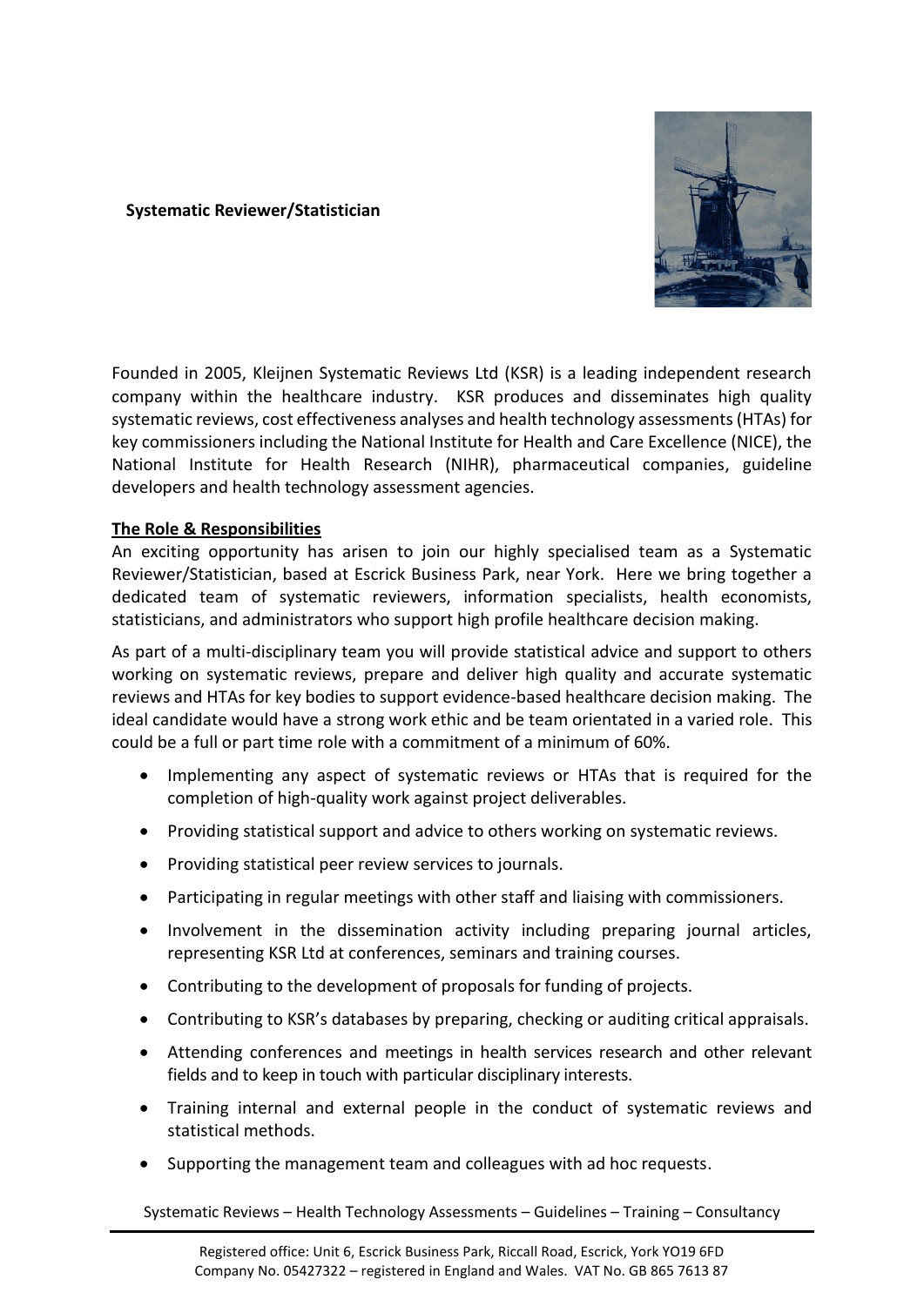**Systematic Reviewer/Statistician**

Founded in 2005, Kleijnen Systematic Reviews Ltd (KSR) is a leading independent research company within the healthcare industry. KSR produces and disseminates high quality systematic reviews, cost effectiveness analyses and health technology assessments (HTAs) for key commissioners including the National Institute for Health and Care Excellence (NICE), the National Institute for Health Research (NIHR), pharmaceutical companies, guideline developers and health technology assessment agencies.

**The Role & Responsibilities**

An exciting opportunity has arisen to join our highly specialised team as a Systematic Reviewer/Statistician, based at Escrick Business Park, near York. Here we bring together a dedicated team of systematic reviewers, information specialists, health economists, statisticians, and administrators who support high profile healthcare decision making.

As part of a multi-disciplinary team you will provide statistical advice and support to others working on systematic reviews, prepare and deliver high quality and accurate systematic reviews and HTAs for key bodies to support evidence-based healthcare decision making. The ideal candidate would have a strong work ethic and be team orientated in a varied role. This could be a full or part time role with a commitment of a minimum of 60%.

- Implementing any aspect of systematic reviews or HTAs that is required for the completion of high-quality work against project deliverables.
- Providing statistical support and advice to others working on systematic reviews.
- Providing statistical peer review services to journals.
- Participating in regular meetings with other staff and liaising with commissioners.
- Involvement in the dissemination activity including preparing journal articles, representing KSR Ltd at conferences, seminars and training courses.
- Contributing to the development of proposals for funding of projects.
- Contributing to KSR's databases by preparing, checking or auditing critical appraisals.
- Attending conferences and meetings in health services research and other relevant fields and to keep in touch with particular disciplinary interests.
- Training internal and external people in the conduct of systematic reviews and statistical methods.
- Supporting the management team and colleagues with ad hoc requests.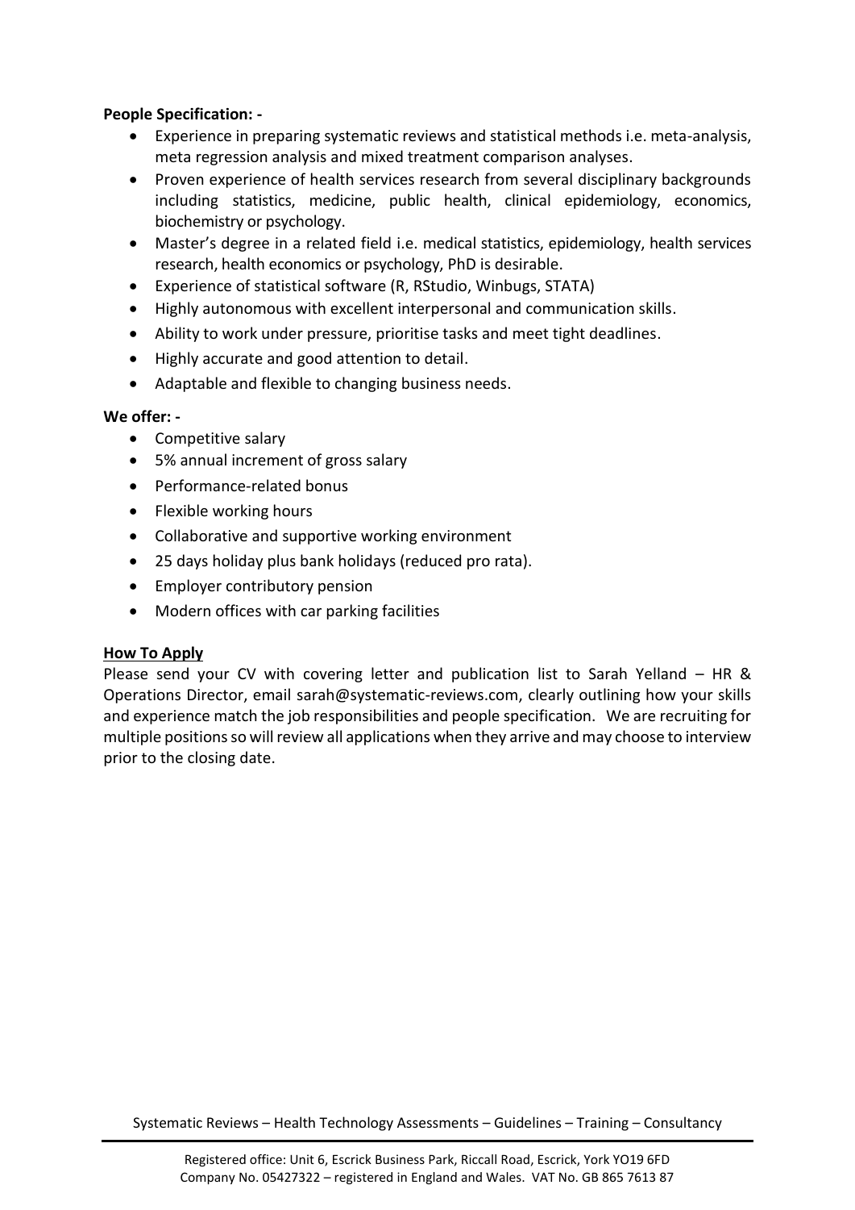**People Specification: -**

- Experience in preparing systematic reviews and statistical methods i.e. meta-analysis, meta regression analysis and mixed treatment comparison analyses.
- Proven experience of health services research from several disciplinary backgrounds including statistics, medicine, public health, clinical epidemiology, economics, biochemistry or psychology.
- Master's degree in a related field i.e. medical statistics, epidemiology, health services research, health economics or psychology, PhD is desirable.
- Experience of statistical software (R, RStudio, Winbugs, STATA)
- Highly autonomous with excellent interpersonal and communication skills.
- Ability to work under pressure, prioritise tasks and meet tight deadlines.
- Highly accurate and good attention to detail.
- Adaptable and flexible to changing business needs.

**We offer: -**

- Competitive salary
- 5% annual increment of gross salary
- Performance-related bonus
- Flexible working hours
- Collaborative and supportive working environment
- 25 days holiday plus bank holidays (reduced pro rata).
- Employer contributory pension
- Modern offices with car parking facilities

**How To Apply**

Please send your CV with covering letter and publication list to Sarah Yelland – HR & Operations Director, email sarah@systematic-reviews.com, clearly outlining how your skills and experience match the job responsibilities and people specification. We are recruiting for multiple positions so will review all applications when they arrive and may choose to interview prior to the closing date.